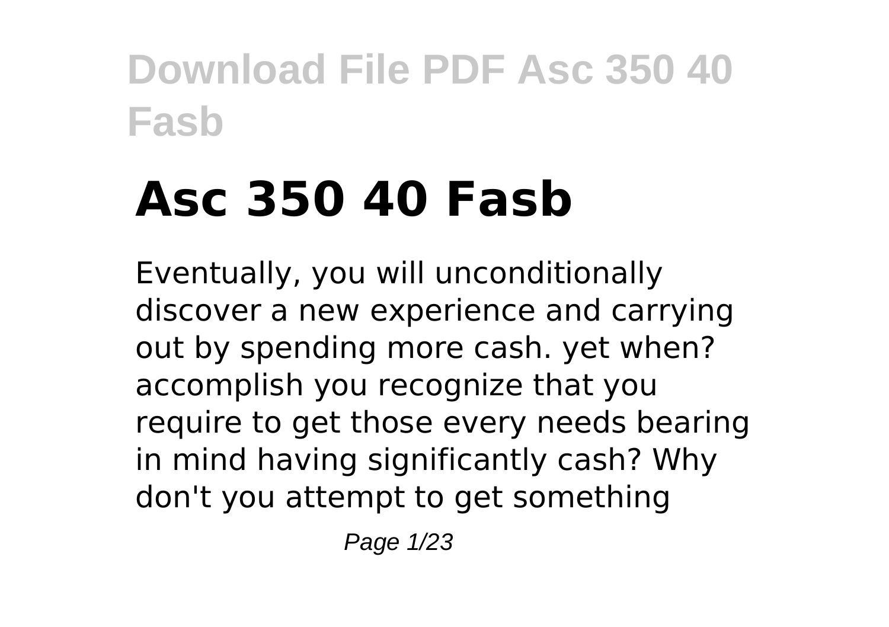# Asc 350 40 Fasb

Eventually, you will unconditionally discover a new experience and carrying out by spending more cash. yet when? accomplish you recognize that you require to get those every needs bearing in mind having significantly cash? Why don't you attempt to get something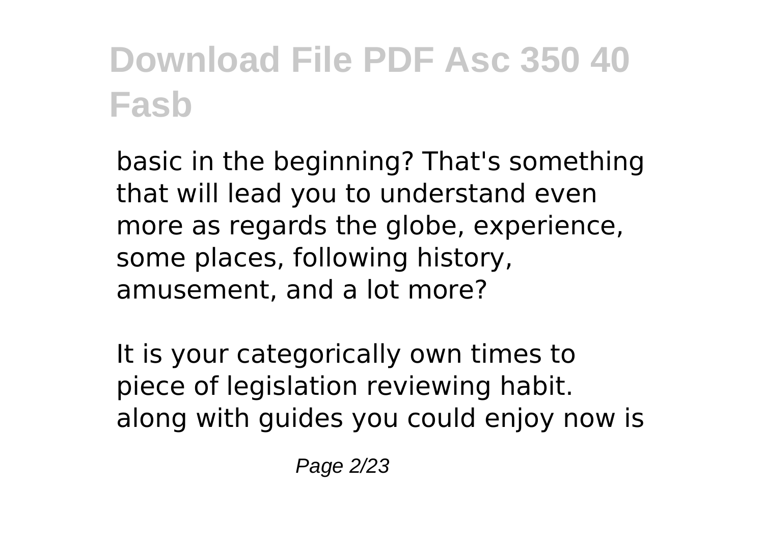basic in the beginning? That's something that will lead you to understand even more as regards the globe, experience, some places, following history, amusement, and a lot more?

It is your categorically own times to piece of legislation reviewing habit. along with guides you could enjoy now is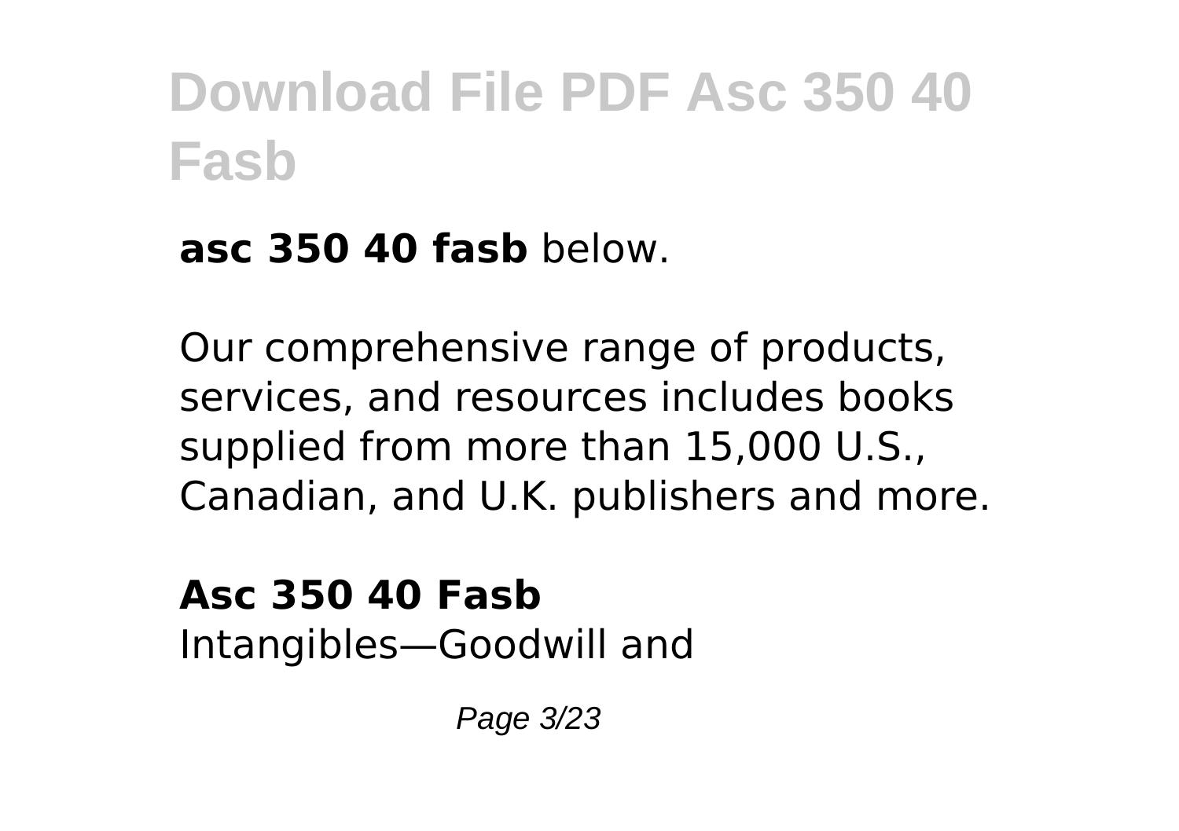**asc 350 40 fasb** below.

Our comprehensive range of products, services, and resources includes books supplied from more than 15,000 U.S., Canadian, and U.K. publishers and more.

**Asc 350 40 Fasb**
Intangibles—Goodwill and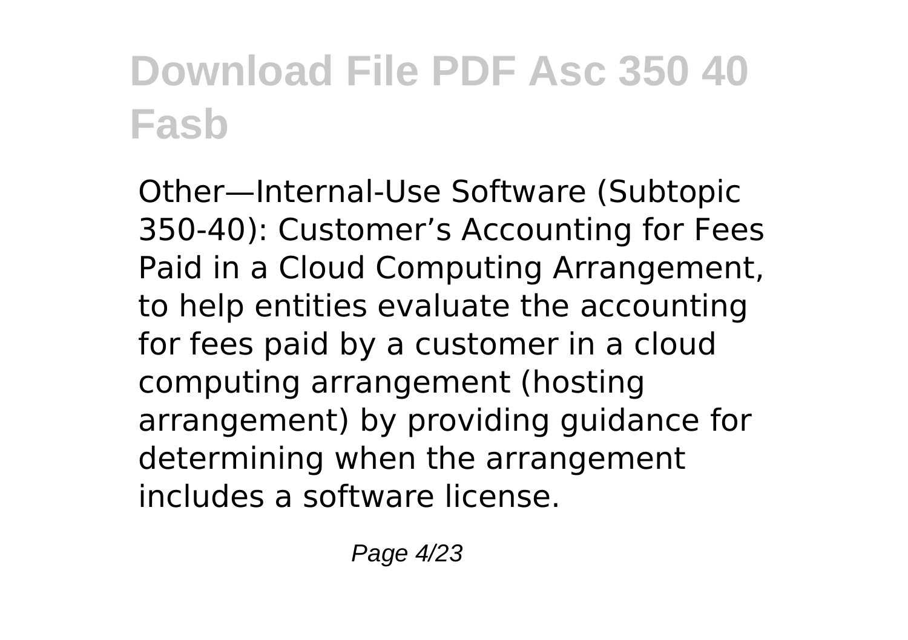# Download File PDF Asc 350 40 Fasb

Other—Internal-Use Software (Subtopic 350-40): Customer's Accounting for Fees Paid in a Cloud Computing Arrangement, to help entities evaluate the accounting for fees paid by a customer in a cloud computing arrangement (hosting arrangement) by providing guidance for determining when the arrangement includes a software license.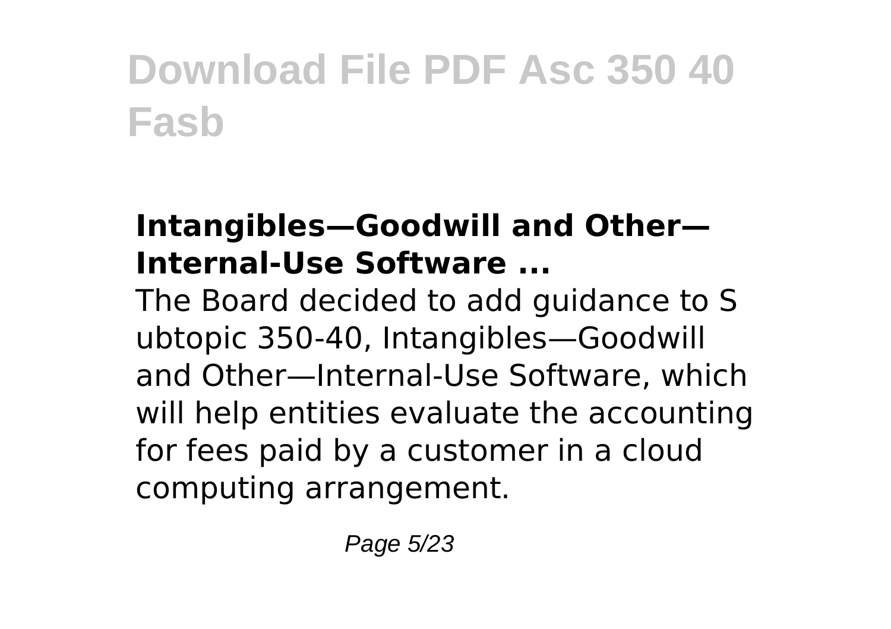### Intangibles—Goodwill and Other—Internal-Use Software ...

The Board decided to add guidance to S ubtopic 350-40, Intangibles—Goodwill and Other—Internal-Use Software, which will help entities evaluate the accounting for fees paid by a customer in a cloud computing arrangement.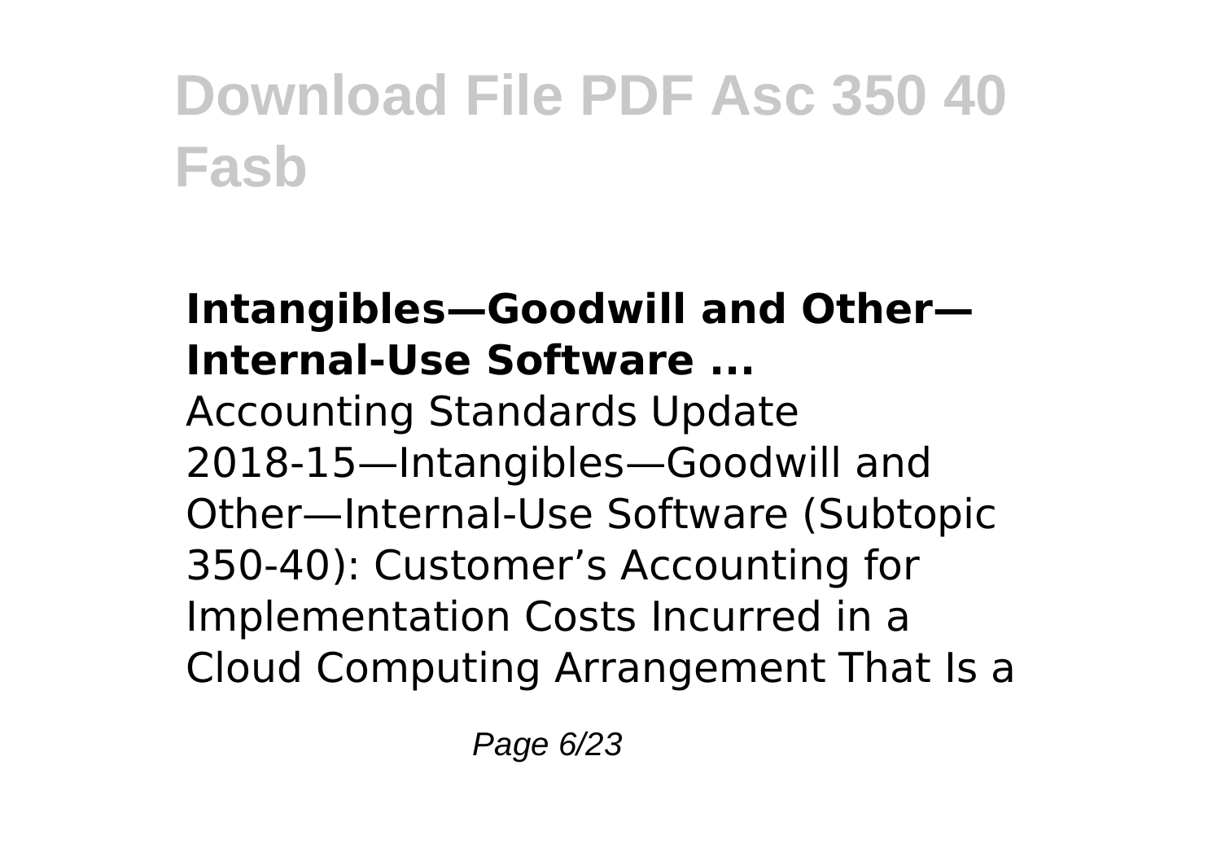# Download File PDF Asc 350 40 Fasb

### **Intangibles—Goodwill and Other—Internal-Use Software ...**

Accounting Standards Update 2018-15—Intangibles—Goodwill and Other—Internal-Use Software (Subtopic 350-40): Customer's Accounting for Implementation Costs Incurred in a Cloud Computing Arrangement That Is a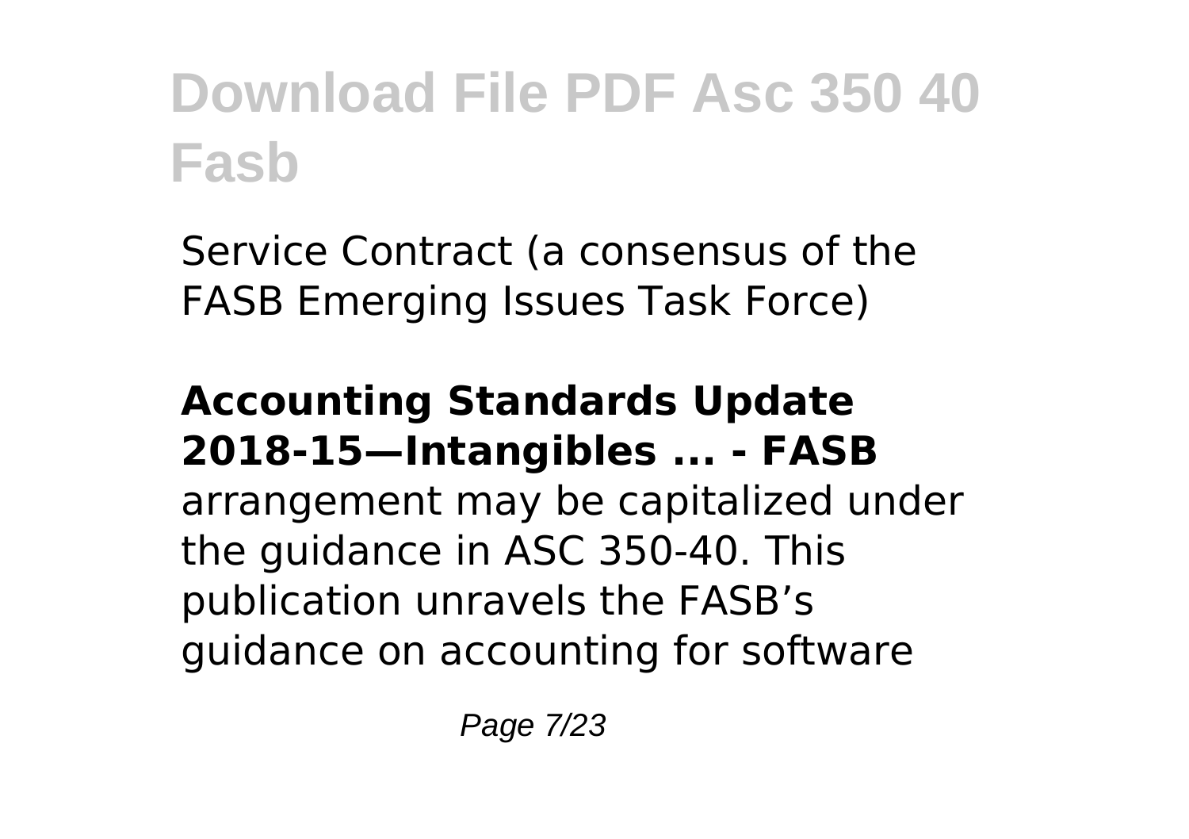Service Contract (a consensus of the FASB Emerging Issues Task Force)

**Accounting Standards Update 2018-15—Intangibles ... - FASB**

arrangement may be capitalized under the guidance in ASC 350-40. This publication unravels the FASB’s guidance on accounting for software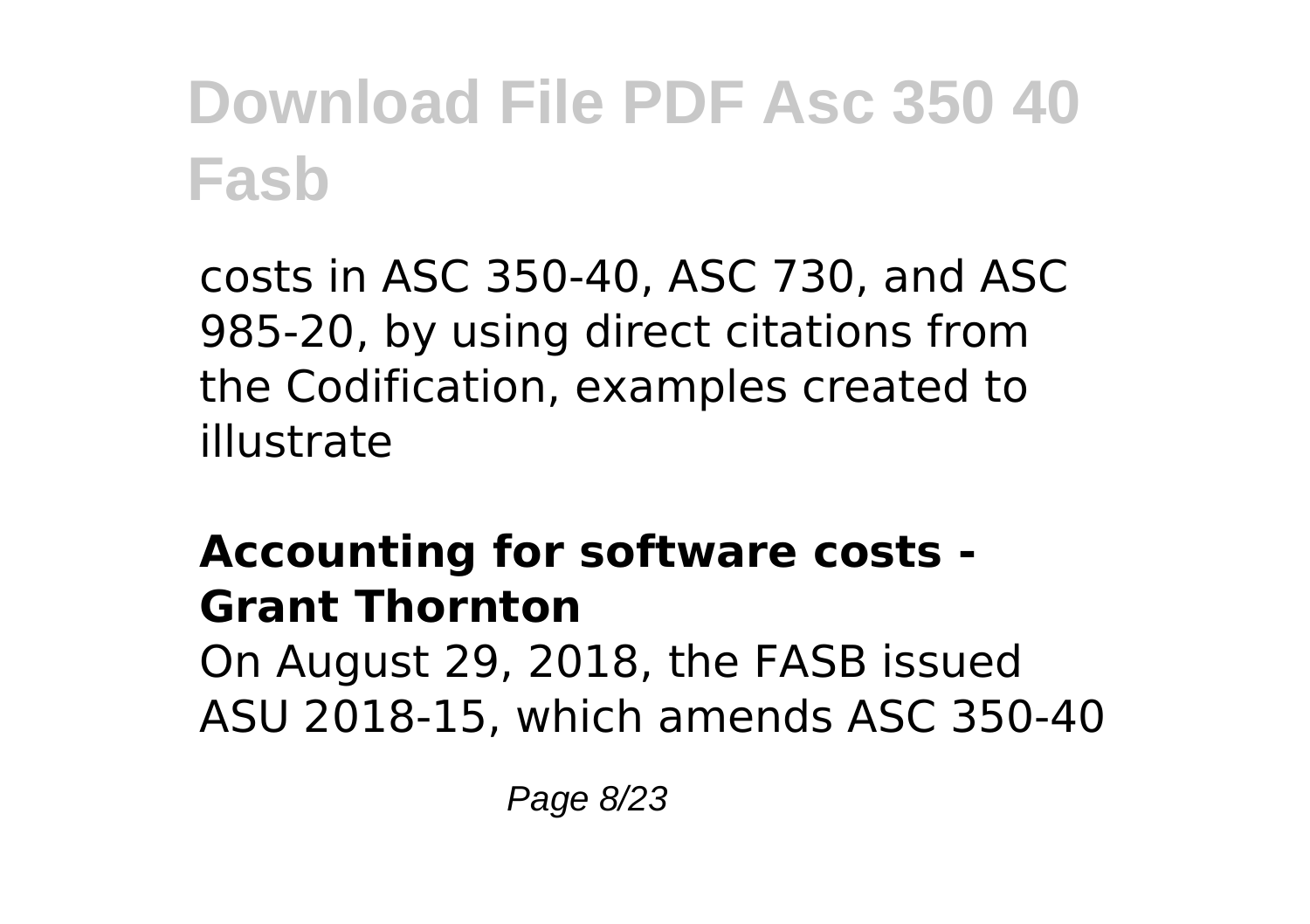costs in ASC 350-40, ASC 730, and ASC 985-20, by using direct citations from the Codification, examples created to illustrate

**Accounting for software costs - Grant Thornton**

On August 29, 2018, the FASB issued ASU 2018-15, which amends ASC 350-40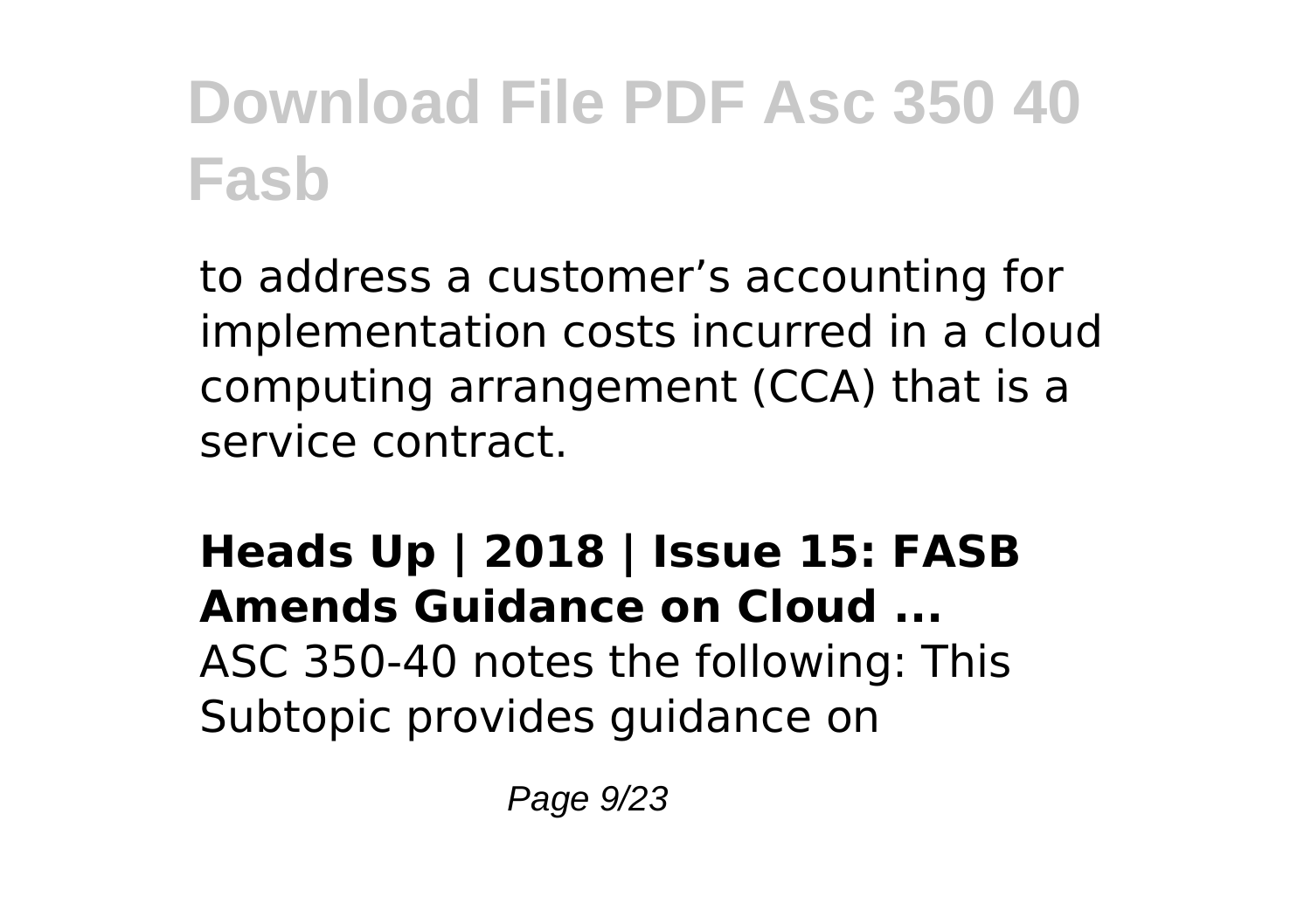to address a customer’s accounting for implementation costs incurred in a cloud computing arrangement (CCA) that is a service contract.

**Heads Up | 2018 | Issue 15: FASB Amends Guidance on Cloud ...**

ASC 350-40 notes the following: This Subtopic provides guidance on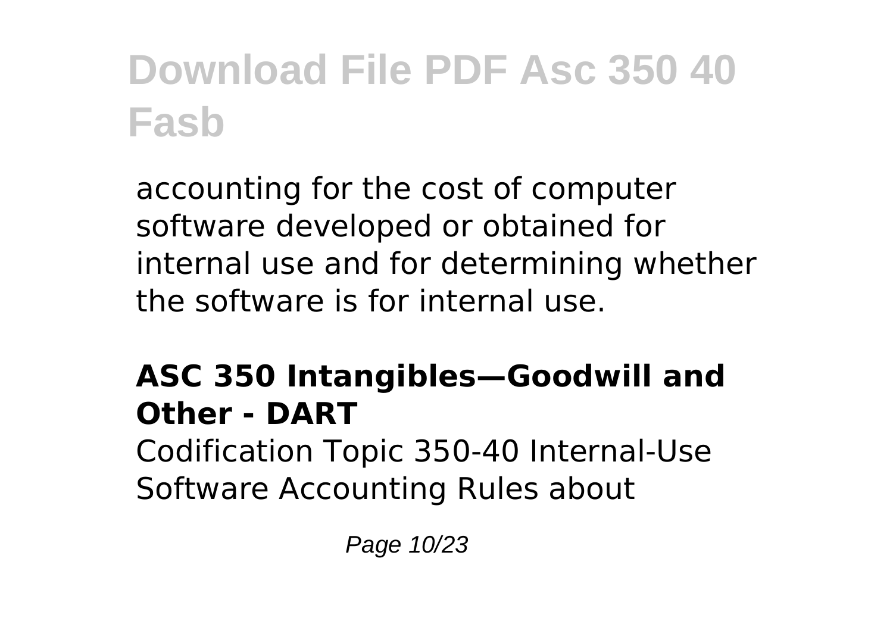accounting for the cost of computer software developed or obtained for internal use and for determining whether the software is for internal use.

### ASC 350 Intangibles—Goodwill and Other - DART

Codification Topic 350-40 Internal-Use Software Accounting Rules about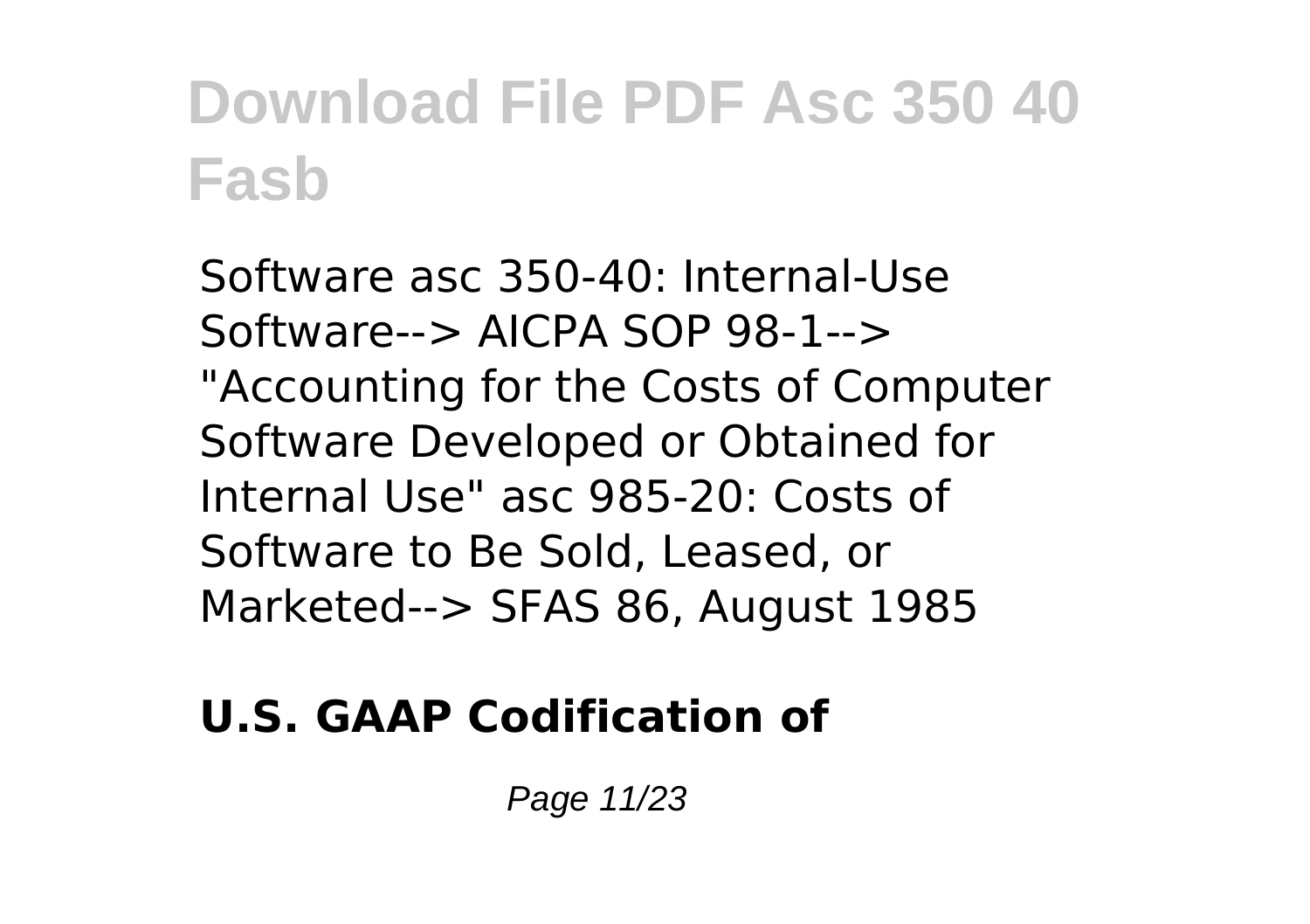Software asc 350-40: Internal-Use Software--> AICPA SOP 98-1--> "Accounting for the Costs of Computer Software Developed or Obtained for Internal Use" asc 985-20: Costs of Software to Be Sold, Leased, or Marketed--> SFAS 86, August 1985

**U.S. GAAP Codification of**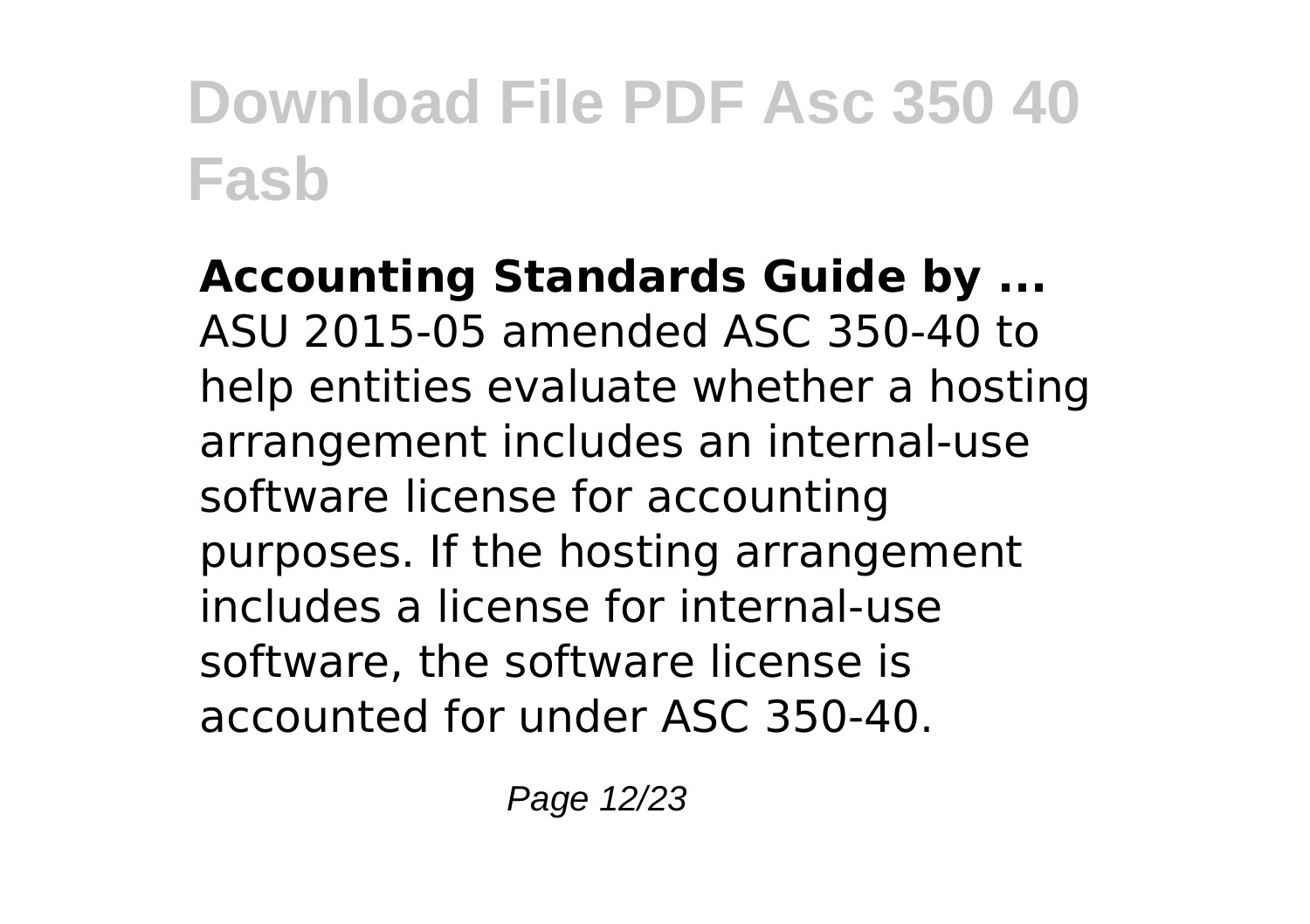**Accounting Standards Guide by ...**
ASU 2015-05 amended ASC 350-40 to help entities evaluate whether a hosting arrangement includes an internal-use software license for accounting purposes. If the hosting arrangement includes a license for internal-use software, the software license is accounted for under ASC 350-40.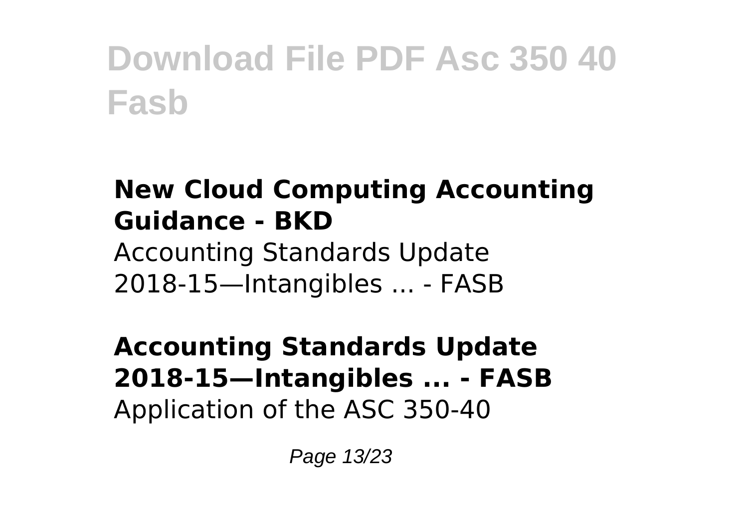**New Cloud Computing Accounting Guidance - BKD**

Accounting Standards Update 2018-15—Intangibles ... - FASB

**Accounting Standards Update 2018-15—Intangibles ... - FASB**

Application of the ASC 350-40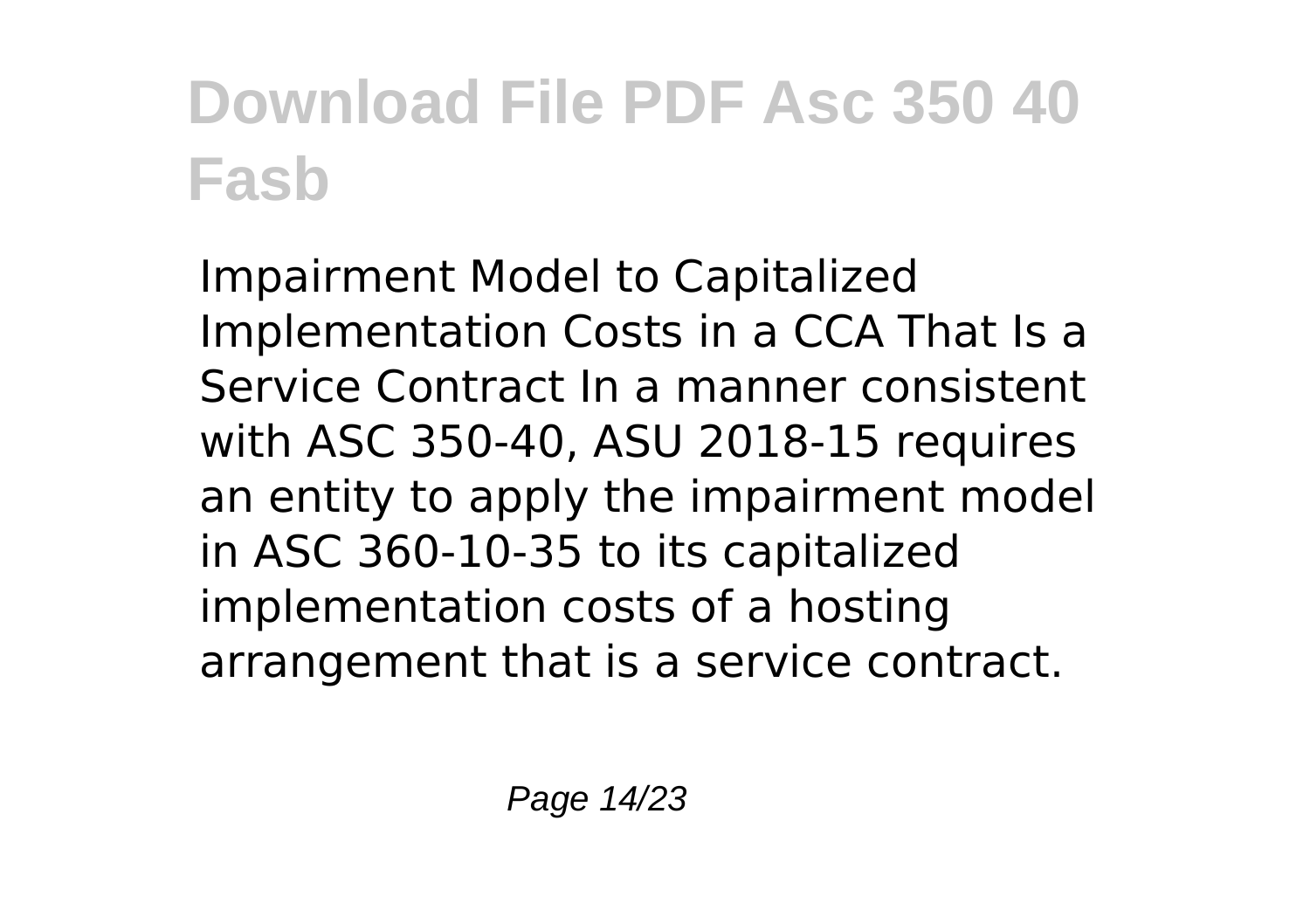Impairment Model to Capitalized Implementation Costs in a CCA That Is a Service Contract In a manner consistent with ASC 350-40, ASU 2018-15 requires an entity to apply the impairment model in ASC 360-10-35 to its capitalized implementation costs of a hosting arrangement that is a service contract.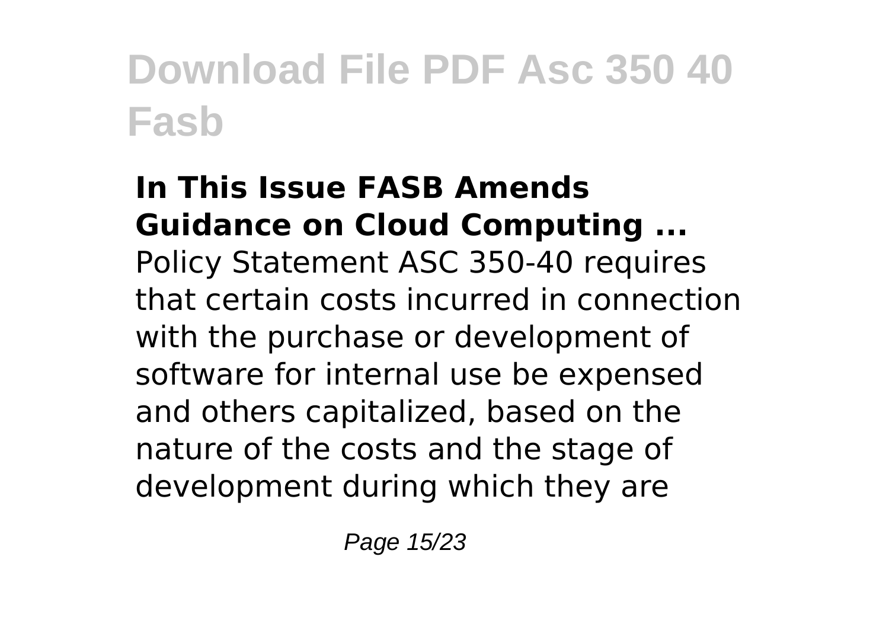# Download File PDF Asc 350 40 Fasb

**In This Issue FASB Amends Guidance on Cloud Computing ...**

Policy Statement ASC 350-40 requires that certain costs incurred in connection with the purchase or development of software for internal use be expensed and others capitalized, based on the nature of the costs and the stage of development during which they are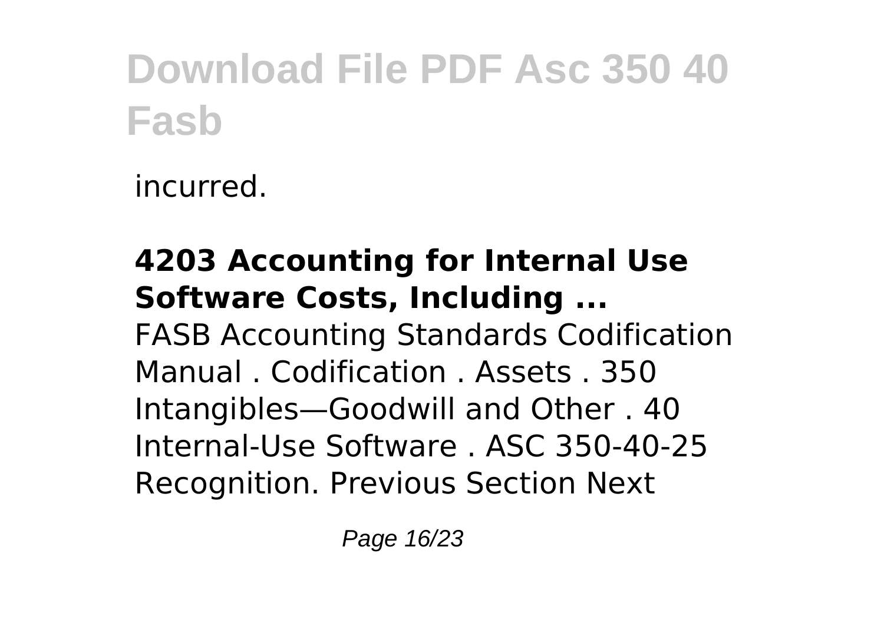incurred.

**4203 Accounting for Internal Use Software Costs, Including ...**

FASB Accounting Standards Codification Manual . Codification . Assets . 350 Intangibles—Goodwill and Other . 40 Internal-Use Software . ASC 350-40-25 Recognition. Previous Section Next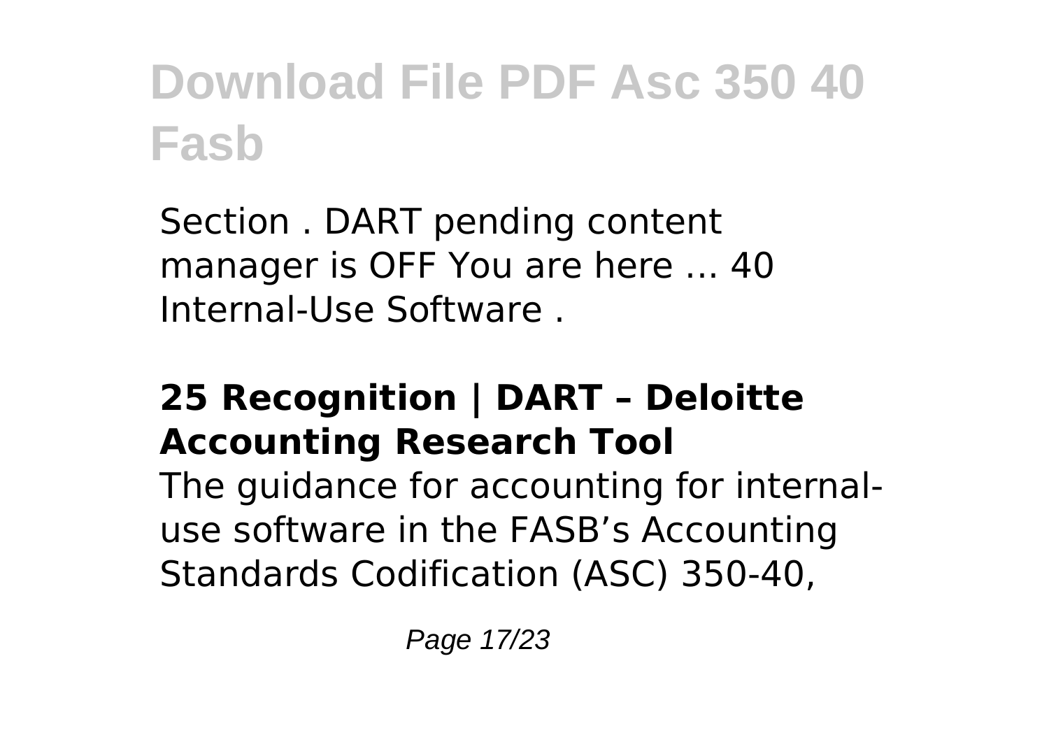Section . DART pending content manager is OFF You are here ... 40 Internal-Use Software .

### 25 Recognition | DART – Deloitte Accounting Research Tool

The guidance for accounting for internal-use software in the FASB's Accounting Standards Codification (ASC) 350-40,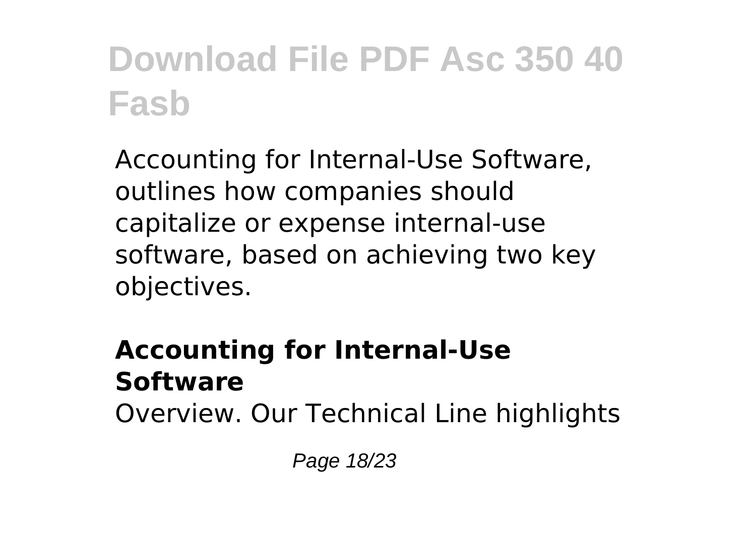Accounting for Internal-Use Software, outlines how companies should capitalize or expense internal-use software, based on achieving two key objectives.

**Accounting for Internal-Use Software**

Overview. Our Technical Line highlights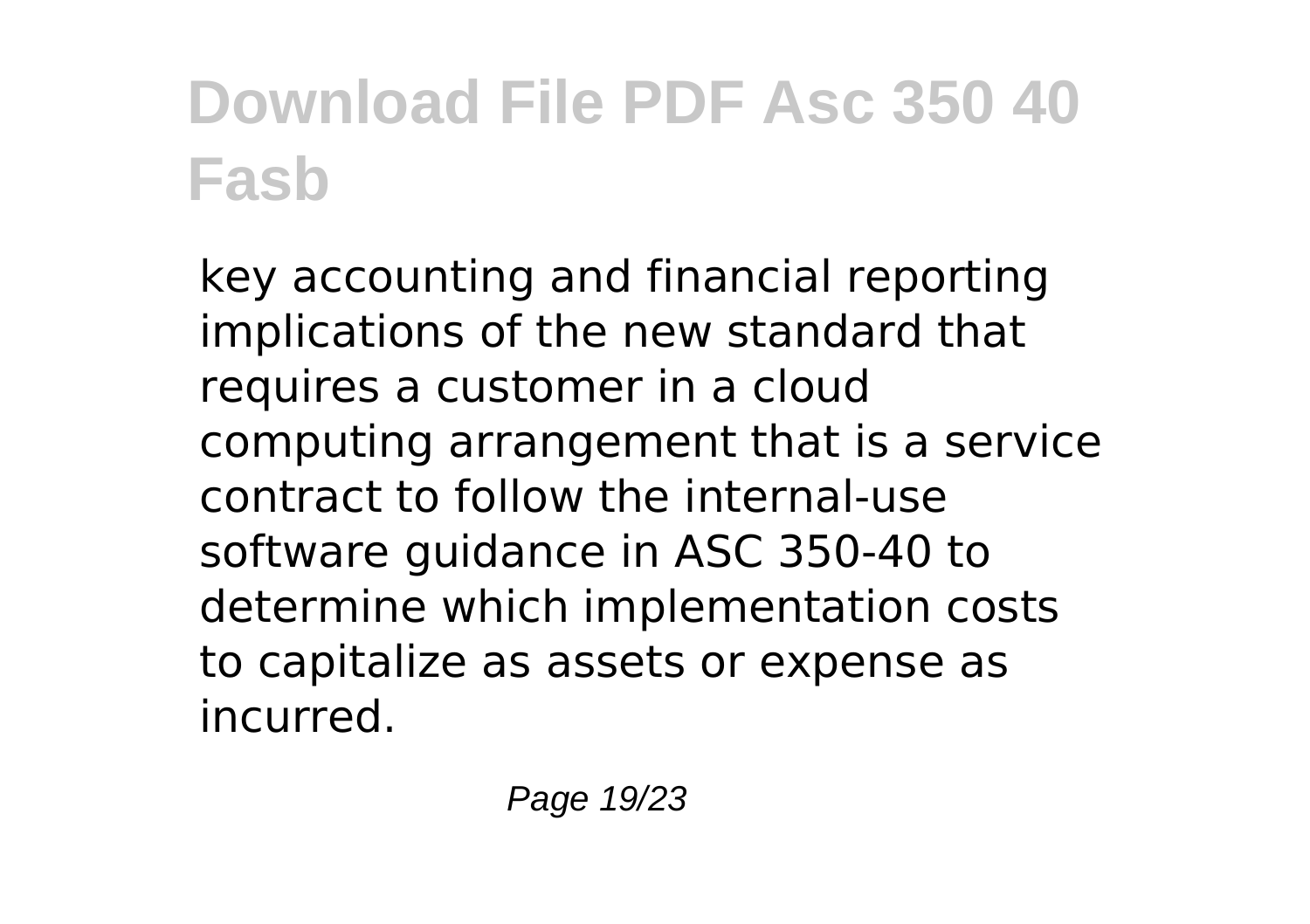key accounting and financial reporting implications of the new standard that requires a customer in a cloud computing arrangement that is a service contract to follow the internal-use software guidance in ASC 350-40 to determine which implementation costs to capitalize as assets or expense as incurred.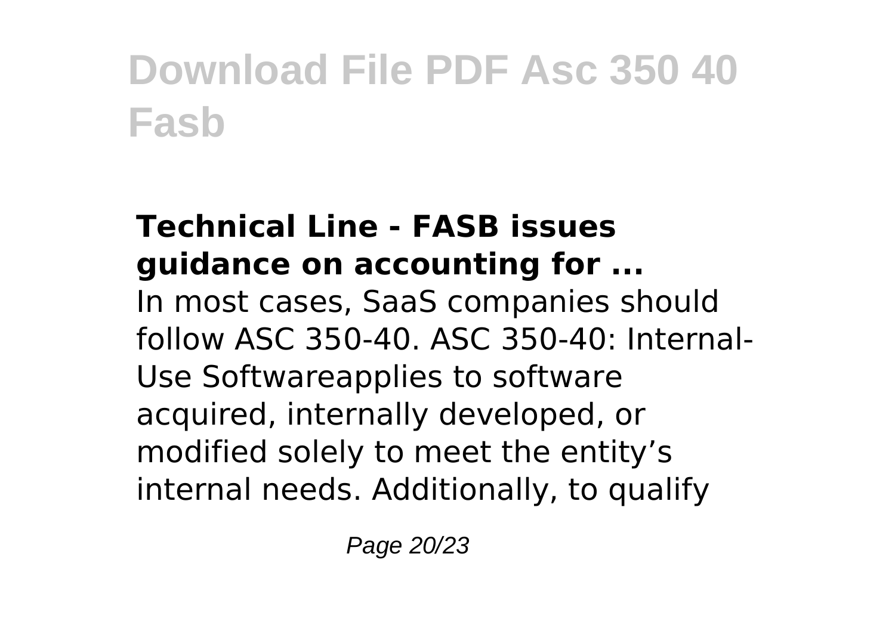# Download File PDF Asc 350 40 Fasb

### Technical Line - FASB issues guidance on accounting for ...

In most cases, SaaS companies should follow ASC 350-40. ASC 350-40: Internal-Use Softwareapplies to software acquired, internally developed, or modified solely to meet the entity's internal needs. Additionally, to qualify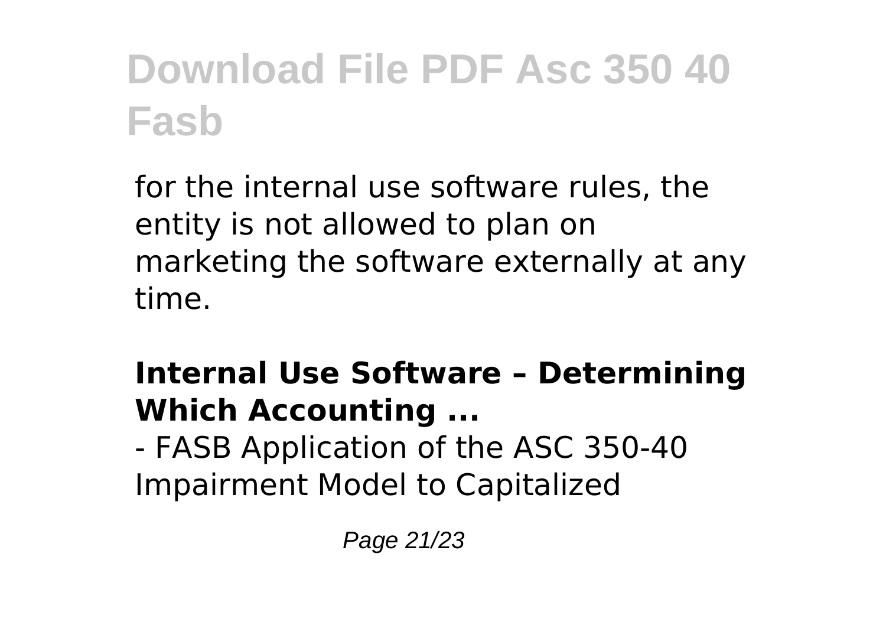for the internal use software rules, the entity is not allowed to plan on marketing the software externally at any time.

**Internal Use Software – Determining Which Accounting ...**

- FASB Application of the ASC 350-40 Impairment Model to Capitalized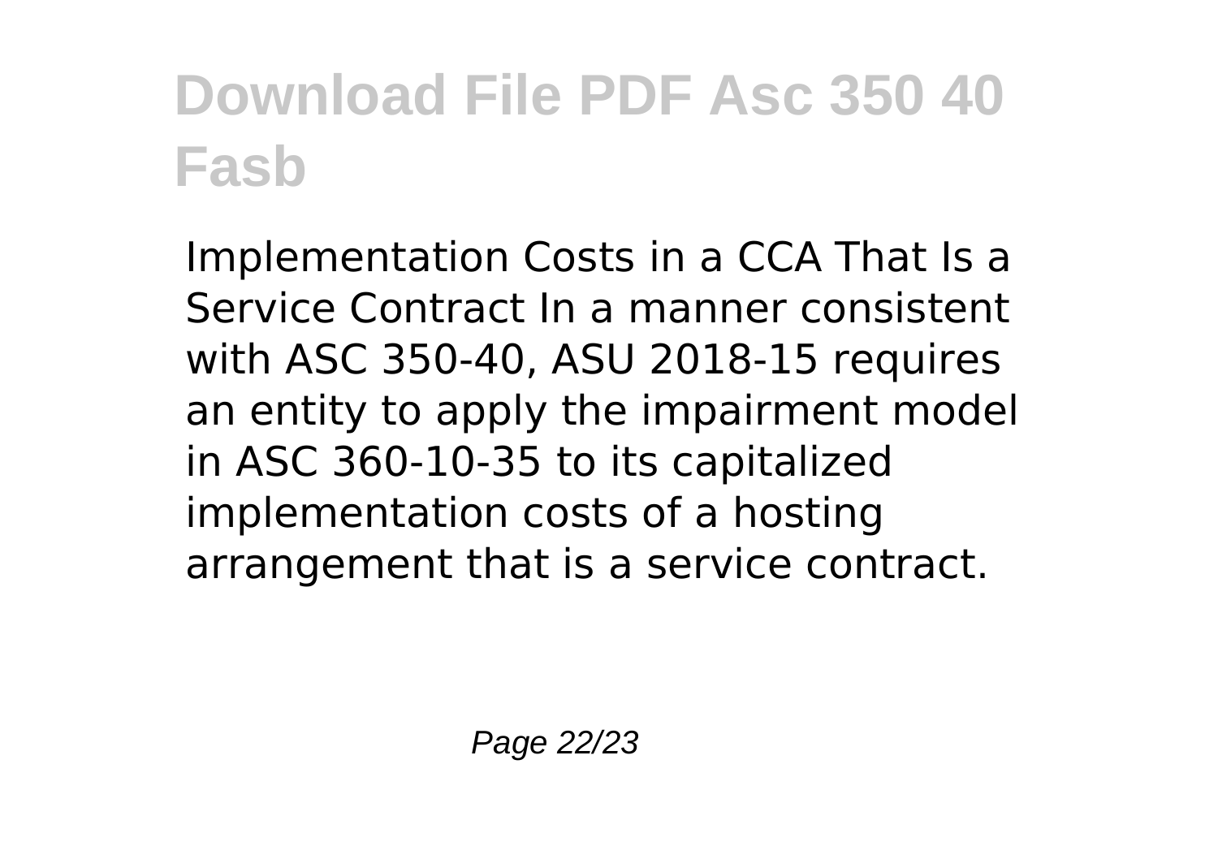# Download File PDF Asc 350 40 Fasb

Implementation Costs in a CCA That Is a Service Contract In a manner consistent with ASC 350-40, ASU 2018-15 requires an entity to apply the impairment model in ASC 360-10-35 to its capitalized implementation costs of a hosting arrangement that is a service contract.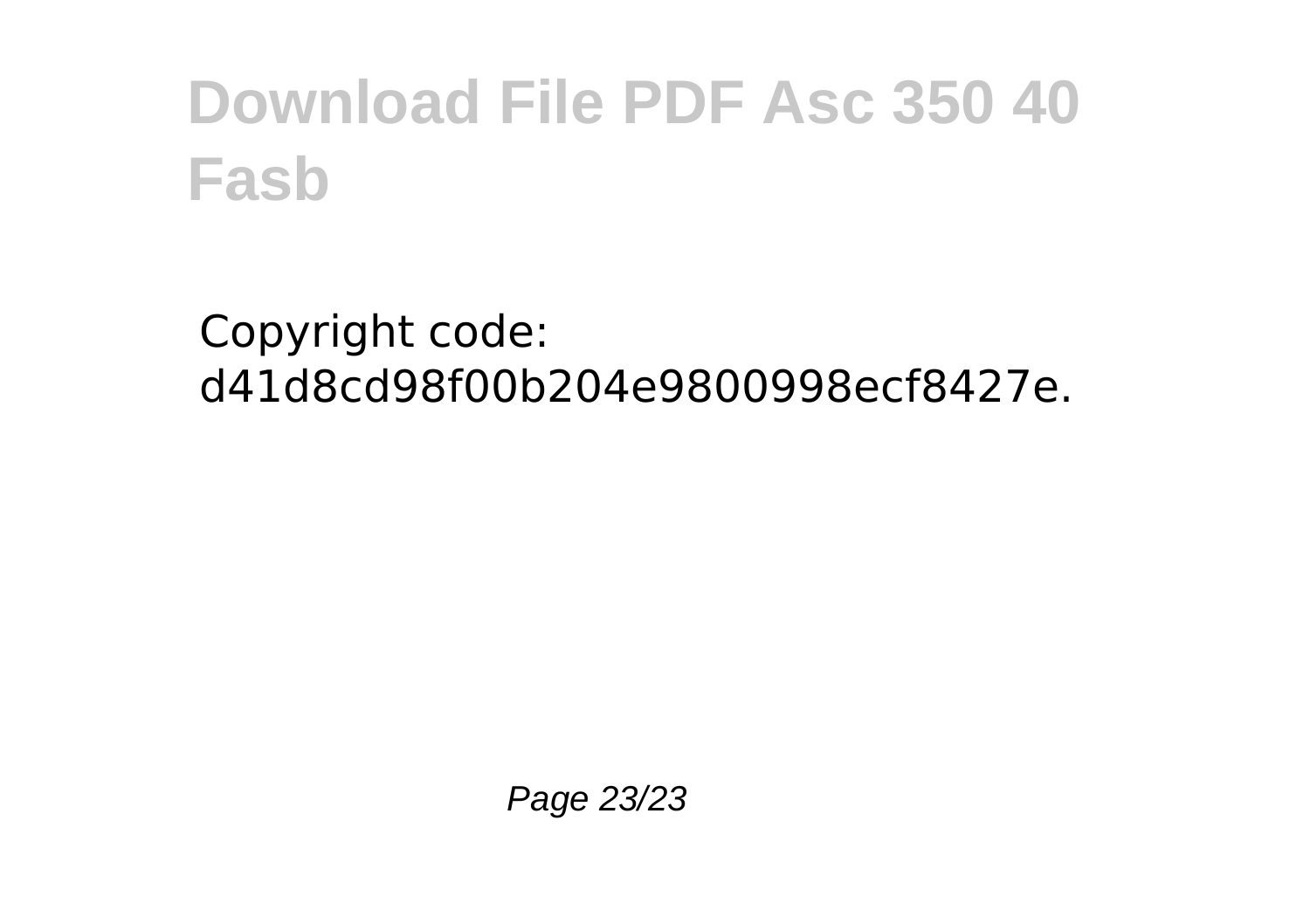Copyright code: d41d8cd98f00b204e9800998ecf8427e.